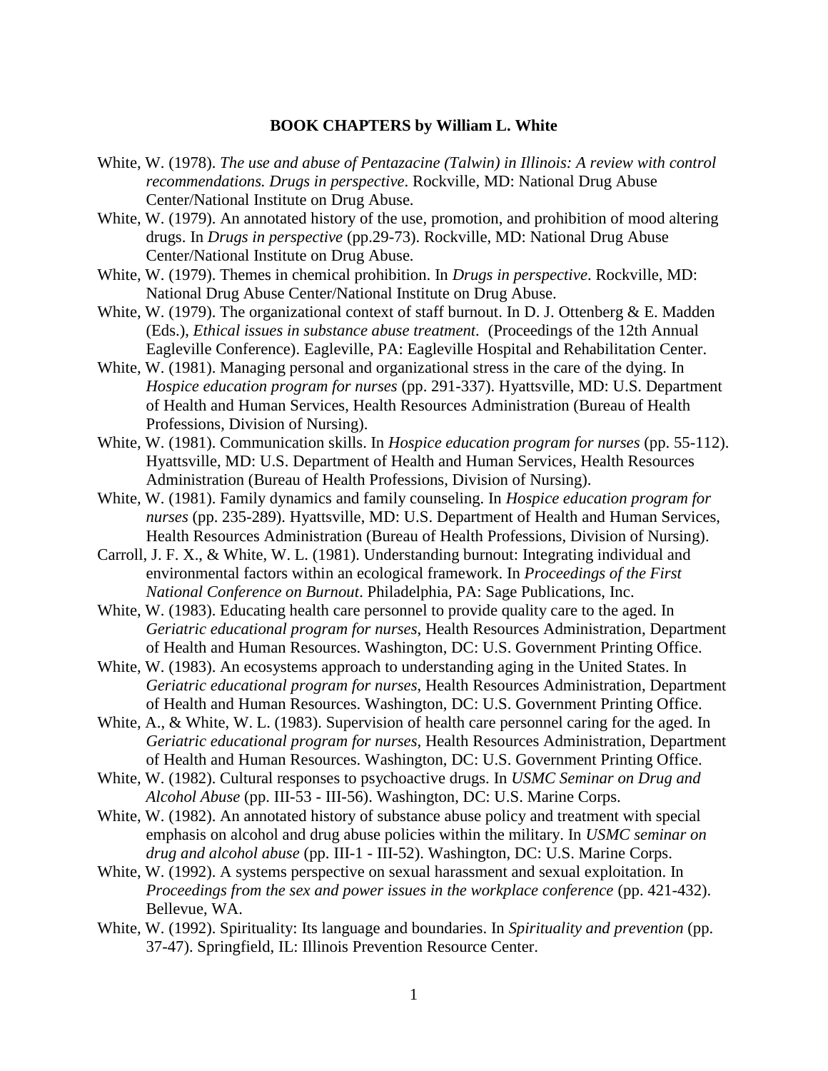# BOOK CHAPTERS by William L. White

White, W. (1978). *The use and abuse of Pentazacine (Talwin) in Illinois: A review with control recommendations. Drugs in perspective*. Rockville, MD: National Drug Abuse Center/National Institute on Drug Abuse.

White, W. (1979). An annotated history of the use, promotion, and prohibition of mood altering drugs. In *Drugs in perspective* (pp.29-73). Rockville, MD: National Drug Abuse Center/National Institute on Drug Abuse.

White, W. (1979). Themes in chemical prohibition. In *Drugs in perspective*. Rockville, MD: National Drug Abuse Center/National Institute on Drug Abuse.

White, W. (1979). The organizational context of staff burnout. In D. J. Ottenberg & E. Madden (Eds.), *Ethical issues in substance abuse treatment*. (Proceedings of the 12th Annual Eagleville Conference). Eagleville, PA: Eagleville Hospital and Rehabilitation Center.

White, W. (1981). Managing personal and organizational stress in the care of the dying. In *Hospice education program for nurses* (pp. 291-337). Hyattsville, MD: U.S. Department of Health and Human Services, Health Resources Administration (Bureau of Health Professions, Division of Nursing).

White, W. (1981). Communication skills. In *Hospice education program for nurses* (pp. 55-112). Hyattsville, MD: U.S. Department of Health and Human Services, Health Resources Administration (Bureau of Health Professions, Division of Nursing).

White, W. (1981). Family dynamics and family counseling. In *Hospice education program for nurses* (pp. 235-289). Hyattsville, MD: U.S. Department of Health and Human Services, Health Resources Administration (Bureau of Health Professions, Division of Nursing).

Carroll, J. F. X., & White, W. L. (1981). Understanding burnout: Integrating individual and environmental factors within an ecological framework. In *Proceedings of the First National Conference on Burnout*. Philadelphia, PA: Sage Publications, Inc.

White, W. (1983). Educating health care personnel to provide quality care to the aged. In *Geriatric educational program for nurses*, Health Resources Administration, Department of Health and Human Resources. Washington, DC: U.S. Government Printing Office.

White, W. (1983). An ecosystems approach to understanding aging in the United States. In *Geriatric educational program for nurses*, Health Resources Administration, Department of Health and Human Resources. Washington, DC: U.S. Government Printing Office.

White, A., & White, W. L. (1983). Supervision of health care personnel caring for the aged. In *Geriatric educational program for nurses,* Health Resources Administration, Department of Health and Human Resources. Washington, DC: U.S. Government Printing Office.

White, W. (1982). Cultural responses to psychoactive drugs. In *USMC Seminar on Drug and Alcohol Abuse* (pp. III-53 - III-56). Washington, DC: U.S. Marine Corps.

White, W. (1982). An annotated history of substance abuse policy and treatment with special emphasis on alcohol and drug abuse policies within the military. In *USMC seminar on drug and alcohol abuse* (pp. III-1 - III-52). Washington, DC: U.S. Marine Corps.

White, W. (1992). A systems perspective on sexual harassment and sexual exploitation. In *Proceedings from the sex and power issues in the workplace conference* (pp. 421-432). Bellevue, WA.

White, W. (1992). Spirituality: Its language and boundaries. In *Spirituality and prevention* (pp. 37-47). Springfield, IL: Illinois Prevention Resource Center.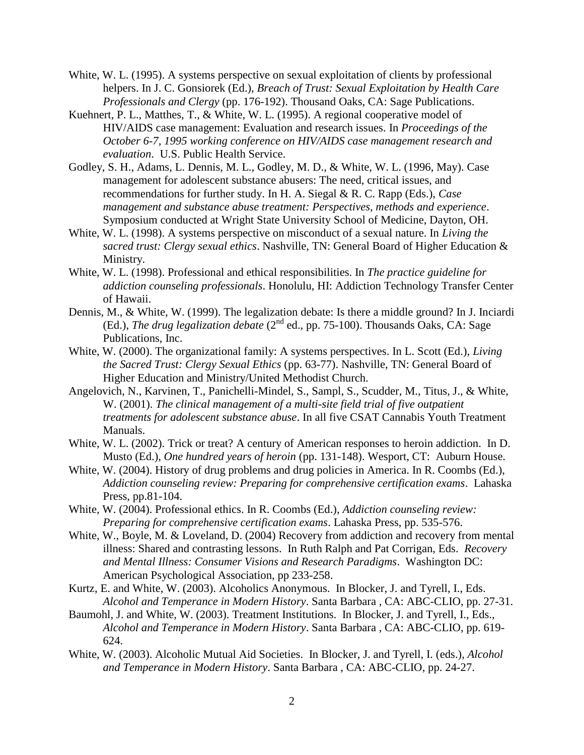White, W. L. (1995). A systems perspective on sexual exploitation of clients by professional helpers. In J. C. Gonsiorek (Ed.), *Breach of Trust: Sexual Exploitation by Health Care Professionals and Clergy* (pp. 176-192). Thousand Oaks, CA: Sage Publications.

Kuehnert, P. L., Matthes, T., & White, W. L. (1995). A regional cooperative model of HIV/AIDS case management: Evaluation and research issues. In *Proceedings of the October 6-7, 1995 working conference on HIV/AIDS case management research and evaluation*. U.S. Public Health Service.

Godley, S. H., Adams, L. Dennis, M. L., Godley, M. D., & White, W. L. (1996, May). Case management for adolescent substance abusers: The need, critical issues, and recommendations for further study. In H. A. Siegal & R. C. Rapp (Eds.), *Case management and substance abuse treatment: Perspectives, methods and experience*. Symposium conducted at Wright State University School of Medicine, Dayton, OH.

White, W. L. (1998). A systems perspective on misconduct of a sexual nature. In *Living the sacred trust: Clergy sexual ethics*. Nashville, TN: General Board of Higher Education & Ministry.

White, W. L. (1998). Professional and ethical responsibilities. In *The practice guideline for addiction counseling professionals*. Honolulu, HI: Addiction Technology Transfer Center of Hawaii.

Dennis, M., & White, W. (1999). The legalization debate: Is there a middle ground? In J. Inciardi (Ed.), *The drug legalization debate* (2nd ed., pp. 75-100). Thousands Oaks, CA: Sage Publications, Inc.

White, W. (2000). The organizational family: A systems perspectives. In L. Scott (Ed.), *Living the Sacred Trust: Clergy Sexual Ethics* (pp. 63-77). Nashville, TN: General Board of Higher Education and Ministry/United Methodist Church.

Angelovich, N., Karvinen, T., Panichelli-Mindel, S., Sampl, S., Scudder, M., Titus, J., & White, W. (2001). *The clinical management of a multi-site field trial of five outpatient treatments for adolescent substance abuse*. In all five CSAT Cannabis Youth Treatment Manuals.

White, W. L. (2002). Trick or treat? A century of American responses to heroin addiction. In D. Musto (Ed.), *One hundred years of heroin* (pp. 131-148). Wesport, CT: Auburn House.

White, W. (2004). History of drug problems and drug policies in America. In R. Coombs (Ed.), *Addiction counseling review: Preparing for comprehensive certification exams*. Lahaska Press, pp.81-104.

White, W. (2004). Professional ethics. In R. Coombs (Ed.), *Addiction counseling review: Preparing for comprehensive certification exams*. Lahaska Press, pp. 535-576.

White, W., Boyle, M. & Loveland, D. (2004) Recovery from addiction and recovery from mental illness: Shared and contrasting lessons. In Ruth Ralph and Pat Corrigan, Eds. *Recovery and Mental Illness: Consumer Visions and Research Paradigms*. Washington DC: American Psychological Association, pp 233-258.

Kurtz, E. and White, W. (2003). Alcoholics Anonymous. In Blocker, J. and Tyrell, I., Eds. *Alcohol and Temperance in Modern History*. Santa Barbara , CA: ABC-CLIO, pp. 27-31.

Baumohl, J. and White, W. (2003). Treatment Institutions. In Blocker, J. and Tyrell, I., Eds., *Alcohol and Temperance in Modern History*. Santa Barbara , CA: ABC-CLIO, pp. 619-624.

White, W. (2003). Alcoholic Mutual Aid Societies. In Blocker, J. and Tyrell, I. (eds.), *Alcohol and Temperance in Modern History*. Santa Barbara , CA: ABC-CLIO, pp. 24-27.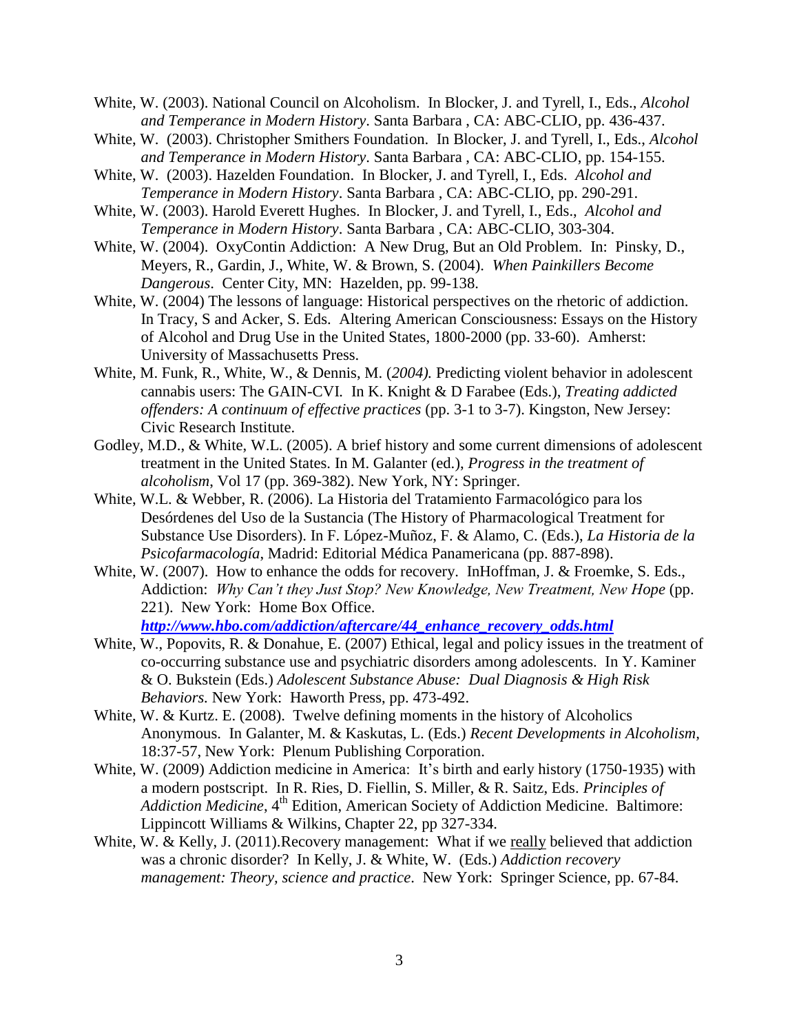White, W. (2003). National Council on Alcoholism. In Blocker, J. and Tyrell, I., Eds., *Alcohol and Temperance in Modern History*. Santa Barbara , CA: ABC-CLIO, pp. 436-437.

White, W. (2003). Christopher Smithers Foundation. In Blocker, J. and Tyrell, I., Eds., *Alcohol and Temperance in Modern History*. Santa Barbara , CA: ABC-CLIO, pp. 154-155.

White, W. (2003). Hazelden Foundation. In Blocker, J. and Tyrell, I., Eds. *Alcohol and Temperance in Modern History*. Santa Barbara , CA: ABC-CLIO, pp. 290-291.

White, W. (2003). Harold Everett Hughes. In Blocker, J. and Tyrell, I., Eds., *Alcohol and Temperance in Modern History*. Santa Barbara , CA: ABC-CLIO, 303-304.

White, W. (2004). OxyContin Addiction: A New Drug, But an Old Problem. In: Pinsky, D., Meyers, R., Gardin, J., White, W. & Brown, S. (2004). *When Painkillers Become Dangerous*. Center City, MN: Hazelden, pp. 99-138.

White, W. (2004) The lessons of language: Historical perspectives on the rhetoric of addiction. In Tracy, S and Acker, S. Eds. Altering American Consciousness: Essays on the History of Alcohol and Drug Use in the United States, 1800-2000 (pp. 33-60). Amherst: University of Massachusetts Press.

White, M. Funk, R., White, W., & Dennis, M. (*2004).* Predicting violent behavior in adolescent cannabis users: The GAIN-CVI. In K. Knight & D Farabee (Eds.), *Treating addicted offenders: A continuum of effective practices* (pp. 3-1 to 3-7). Kingston, New Jersey: Civic Research Institute.

Godley, M.D., & White, W.L. (2005). A brief history and some current dimensions of adolescent treatment in the United States. In M. Galanter (ed.), *Progress in the treatment of alcoholism*, Vol 17 (pp. 369-382). New York, NY: Springer.

White, W.L. & Webber, R. (2006). La Historia del Tratamiento Farmacológico para los Desórdenes del Uso de la Sustancia (The History of Pharmacological Treatment for Substance Use Disorders). In F. López-Muñoz, F. & Alamo, C. (Eds.), *La Historia de la Psicofarmacología*, Madrid: Editorial Médica Panamericana (pp. 887-898).

White, W. (2007). How to enhance the odds for recovery. InHoffman, J. & Froemke, S. Eds., Addiction: *Why Can't they Just Stop? New Knowledge, New Treatment, New Hope* (pp. 221). New York: Home Box Office. ***http://www.hbo.com/addiction/aftercare/44_enhance_recovery_odds.html***

White, W., Popovits, R. & Donahue, E. (2007) Ethical, legal and policy issues in the treatment of co-occurring substance use and psychiatric disorders among adolescents. In Y. Kaminer & O. Bukstein (Eds.) *Adolescent Substance Abuse: Dual Diagnosis & High Risk Behaviors.* New York: Haworth Press, pp. 473-492.

White, W. & Kurtz. E. (2008). Twelve defining moments in the history of Alcoholics Anonymous. In Galanter, M. & Kaskutas, L. (Eds.) *Recent Developments in Alcoholism*, 18:37-57, New York: Plenum Publishing Corporation.

White, W. (2009) Addiction medicine in America: It's birth and early history (1750-1935) with a modern postscript. In R. Ries, D. Fiellin, S. Miller, & R. Saitz, Eds. *Principles of Addiction Medicine*, 4th Edition, American Society of Addiction Medicine. Baltimore: Lippincott Williams & Wilkins, Chapter 22, pp 327-334.

White, W. & Kelly, J. (2011).Recovery management: What if we really believed that addiction was a chronic disorder? In Kelly, J. & White, W. (Eds.) *Addiction recovery management: Theory, science and practice*. New York: Springer Science, pp. 67-84.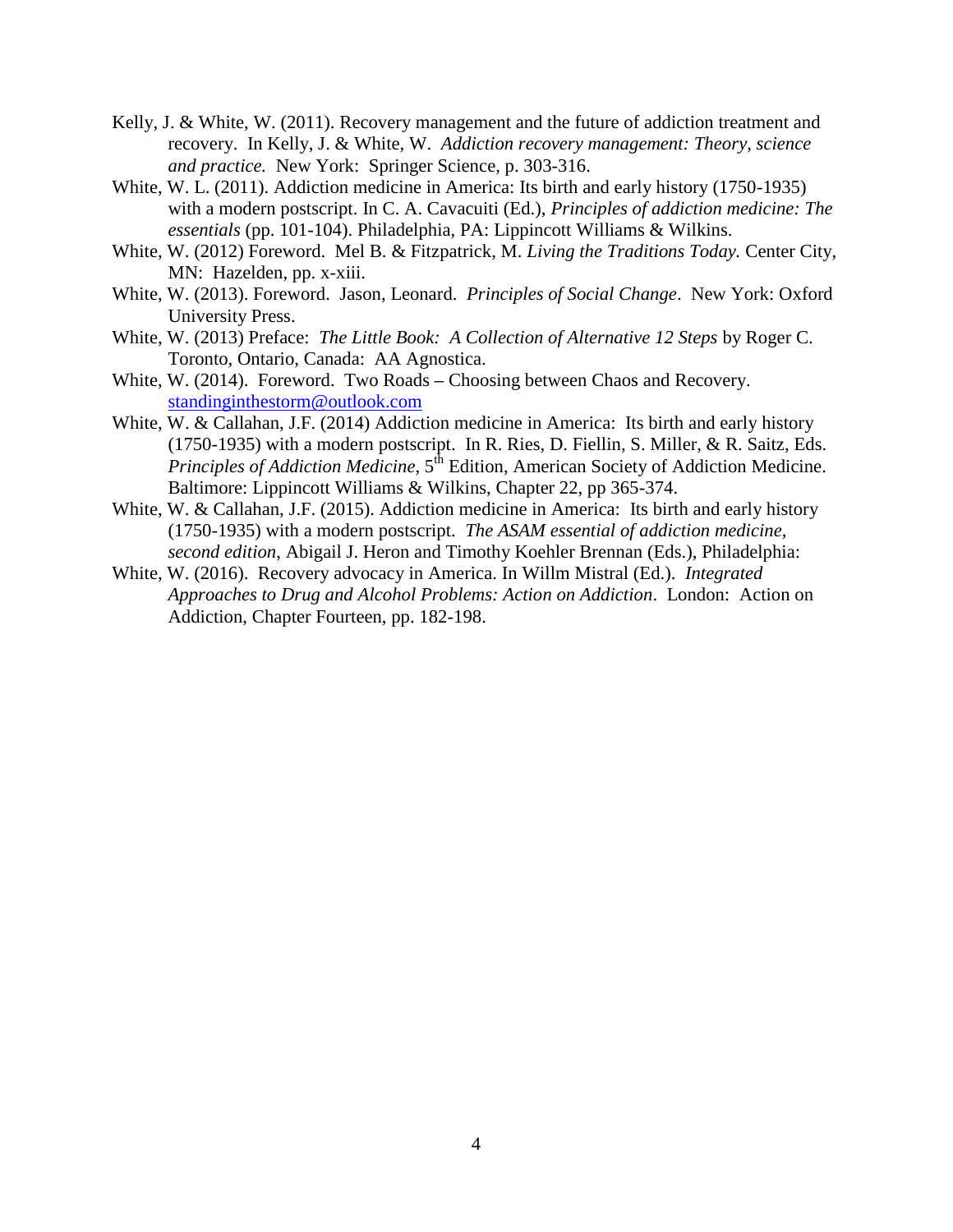Kelly, J. & White, W. (2011). Recovery management and the future of addiction treatment and recovery. In Kelly, J. & White, W. *Addiction recovery management: Theory, science and practice.* New York: Springer Science, p. 303-316.

White, W. L. (2011). Addiction medicine in America: Its birth and early history (1750-1935) with a modern postscript. In C. A. Cavacuiti (Ed.), *Principles of addiction medicine: The essentials* (pp. 101-104). Philadelphia, PA: Lippincott Williams & Wilkins.

White, W. (2012) Foreword. Mel B. & Fitzpatrick, M. *Living the Traditions Today.* Center City, MN: Hazelden, pp. x-xiii.

White, W. (2013). Foreword. Jason, Leonard. *Principles of Social Change*. New York: Oxford University Press.

White, W. (2013) Preface: *The Little Book: A Collection of Alternative 12 Steps* by Roger C. Toronto, Ontario, Canada: AA Agnostica.

White, W. (2014). Foreword. Two Roads – Choosing between Chaos and Recovery. standinginthestorm@outlook.com

White, W. & Callahan, J.F. (2014) Addiction medicine in America: Its birth and early history (1750-1935) with a modern postscript. In R. Ries, D. Fiellin, S. Miller, & R. Saitz, Eds. *Principles of Addiction Medicine*, 5th Edition, American Society of Addiction Medicine. Baltimore: Lippincott Williams & Wilkins, Chapter 22, pp 365-374.

White, W. & Callahan, J.F. (2015). Addiction medicine in America: Its birth and early history (1750-1935) with a modern postscript. *The ASAM essential of addiction medicine, second edition*, Abigail J. Heron and Timothy Koehler Brennan (Eds.), Philadelphia:

White, W. (2016). Recovery advocacy in America. In Willm Mistral (Ed.). *Integrated Approaches to Drug and Alcohol Problems: Action on Addiction*. London: Action on Addiction, Chapter Fourteen, pp. 182-198.